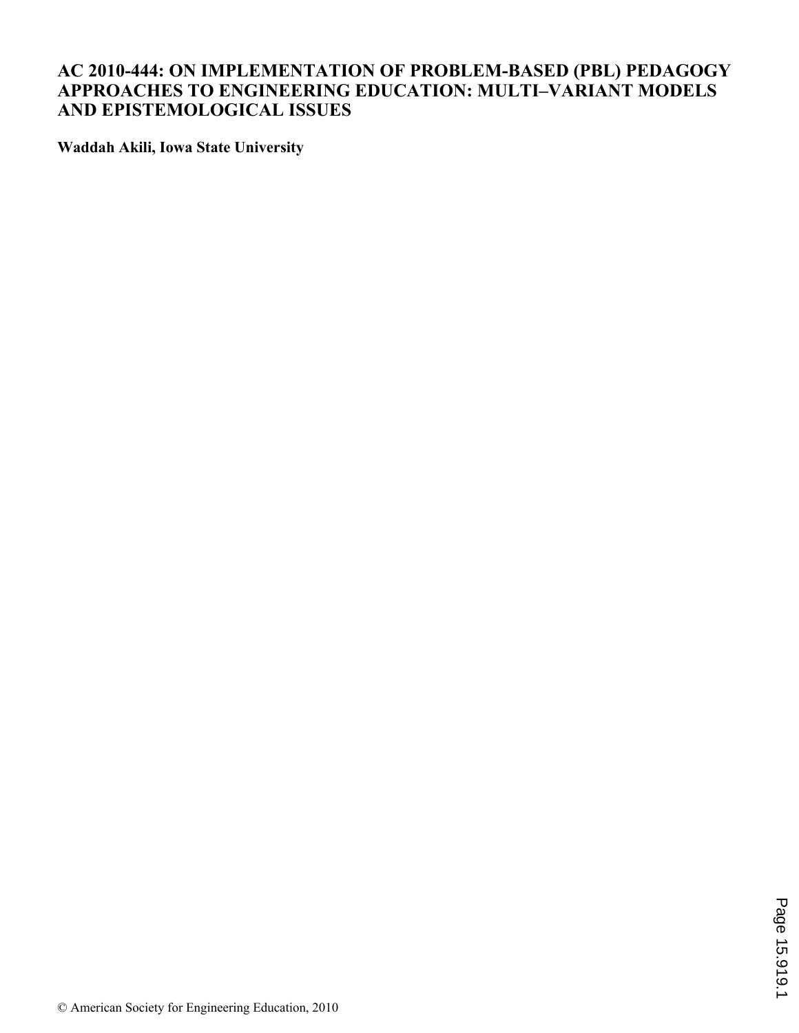# AC 2010-444: ON IMPLEMENTATION OF PROBLEM-BASED (PBL) PEDAGOGY APPROACHES TO ENGINEERING EDUCATION: MULTI–VARIANT MODELS AND EPISTEMOLOGICAL ISSUES

**Waddah Akili, Iowa State University**

© American Society for Engineering Education, 2010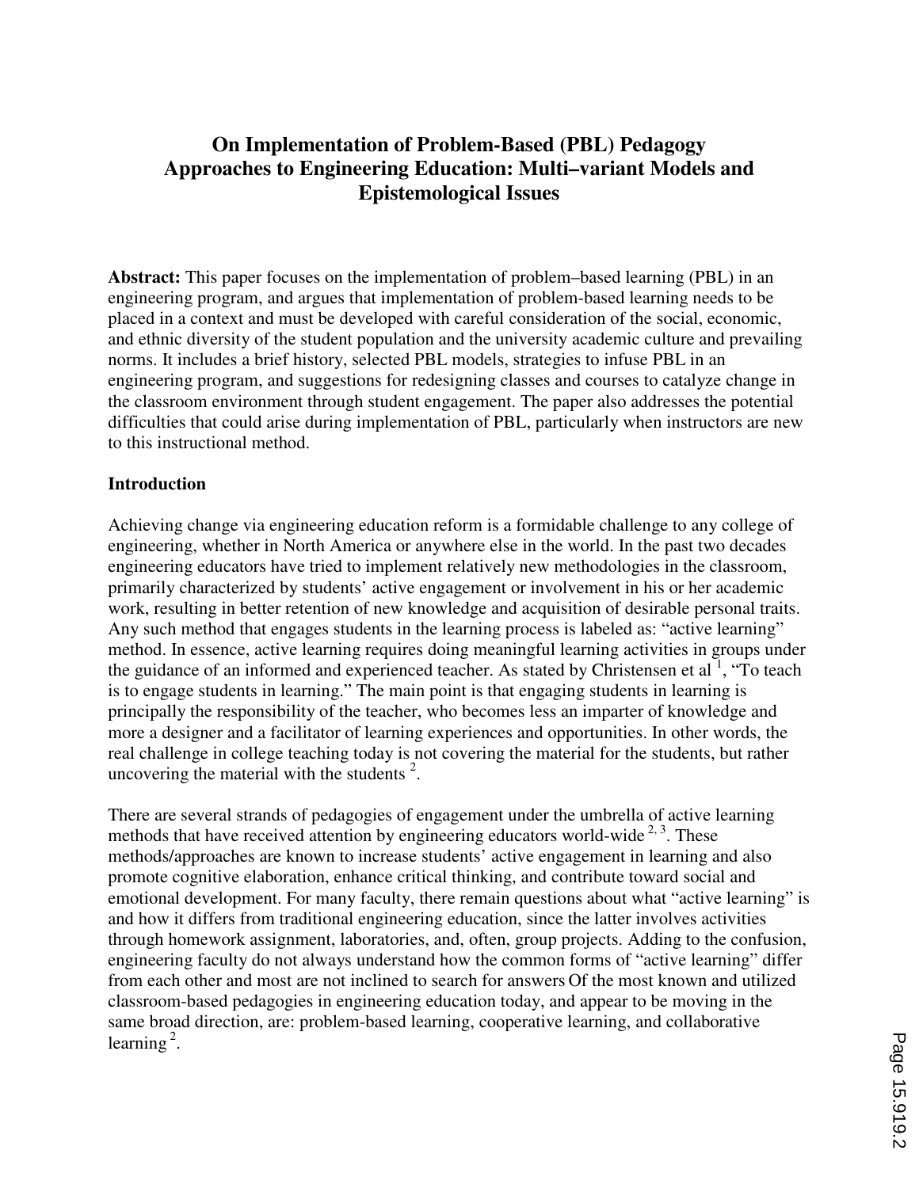# On Implementation of Problem-Based (PBL) Pedagogy Approaches to Engineering Education: Multi–variant Models and Epistemological Issues

**Abstract:** This paper focuses on the implementation of problem–based learning (PBL) in an engineering program, and argues that implementation of problem-based learning needs to be placed in a context and must be developed with careful consideration of the social, economic, and ethnic diversity of the student population and the university academic culture and prevailing norms. It includes a brief history, selected PBL models, strategies to infuse PBL in an engineering program, and suggestions for redesigning classes and courses to catalyze change in the classroom environment through student engagement. The paper also addresses the potential difficulties that could arise during implementation of PBL, particularly when instructors are new to this instructional method.

## Introduction

Achieving change via engineering education reform is a formidable challenge to any college of engineering, whether in North America or anywhere else in the world. In the past two decades engineering educators have tried to implement relatively new methodologies in the classroom, primarily characterized by students' active engagement or involvement in his or her academic work, resulting in better retention of new knowledge and acquisition of desirable personal traits. Any such method that engages students in the learning process is labeled as: "active learning" method. In essence, active learning requires doing meaningful learning activities in groups under the guidance of an informed and experienced teacher. As stated by Christensen et al [1], "To teach is to engage students in learning." The main point is that engaging students in learning is principally the responsibility of the teacher, who becomes less an imparter of knowledge and more a designer and a facilitator of learning experiences and opportunities. In other words, the real challenge in college teaching today is not covering the material for the students, but rather uncovering the material with the students [2].

There are several strands of pedagogies of engagement under the umbrella of active learning methods that have received attention by engineering educators world-wide [2, 3]. These methods/approaches are known to increase students' active engagement in learning and also promote cognitive elaboration, enhance critical thinking, and contribute toward social and emotional development. For many faculty, there remain questions about what "active learning" is and how it differs from traditional engineering education, since the latter involves activities through homework assignment, laboratories, and, often, group projects. Adding to the confusion, engineering faculty do not always understand how the common forms of "active learning" differ from each other and most are not inclined to search for answers Of the most known and utilized classroom-based pedagogies in engineering education today, and appear to be moving in the same broad direction, are: problem-based learning, cooperative learning, and collaborative learning [2].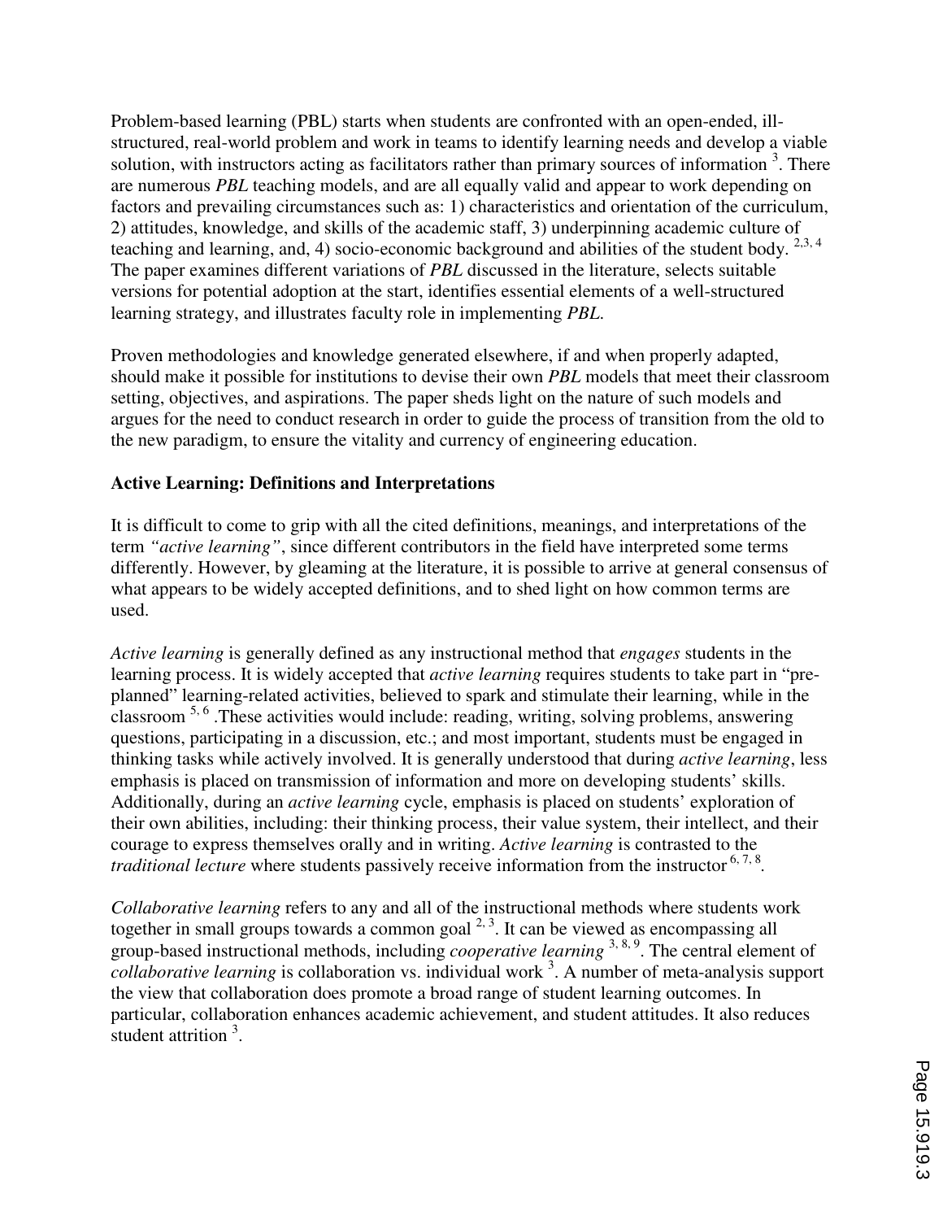Problem-based learning (PBL) starts when students are confronted with an open-ended, ill-structured, real-world problem and work in teams to identify learning needs and develop a viable solution, with instructors acting as facilitators rather than primary sources of information [3]. There are numerous *PBL* teaching models, and are all equally valid and appear to work depending on factors and prevailing circumstances such as: 1) characteristics and orientation of the curriculum, 2) attitudes, knowledge, and skills of the academic staff, 3) underpinning academic culture of teaching and learning, and, 4) socio-economic background and abilities of the student body. [2,3,4] The paper examines different variations of *PBL* discussed in the literature, selects suitable versions for potential adoption at the start, identifies essential elements of a well-structured learning strategy, and illustrates faculty role in implementing *PBL.*

Proven methodologies and knowledge generated elsewhere, if and when properly adapted, should make it possible for institutions to devise their own *PBL* models that meet their classroom setting, objectives, and aspirations. The paper sheds light on the nature of such models and argues for the need to conduct research in order to guide the process of transition from the old to the new paradigm, to ensure the vitality and currency of engineering education.

**Active Learning: Definitions and Interpretations**

It is difficult to come to grip with all the cited definitions, meanings, and interpretations of the term *"active learning"*, since different contributors in the field have interpreted some terms differently. However, by gleaming at the literature, it is possible to arrive at general consensus of what appears to be widely accepted definitions, and to shed light on how common terms are used.

*Active learning* is generally defined as any instructional method that *engages* students in the learning process. It is widely accepted that *active learning* requires students to take part in "pre-planned" learning-related activities, believed to spark and stimulate their learning, while in the classroom [5, 6] .These activities would include: reading, writing, solving problems, answering questions, participating in a discussion, etc.; and most important, students must be engaged in thinking tasks while actively involved. It is generally understood that during *active learning*, less emphasis is placed on transmission of information and more on developing students' skills. Additionally, during an *active learning* cycle, emphasis is placed on students' exploration of their own abilities, including: their thinking process, their value system, their intellect, and their courage to express themselves orally and in writing. *Active learning* is contrasted to the *traditional lecture* where students passively receive information from the instructor [6, 7, 8].

*Collaborative learning* refers to any and all of the instructional methods where students work together in small groups towards a common goal [2, 3]. It can be viewed as encompassing all group-based instructional methods, including *cooperative learning* [3, 8, 9]. The central element of *collaborative learning* is collaboration vs. individual work [3]. A number of meta-analysis support the view that collaboration does promote a broad range of student learning outcomes. In particular, collaboration enhances academic achievement, and student attitudes. It also reduces student attrition [3].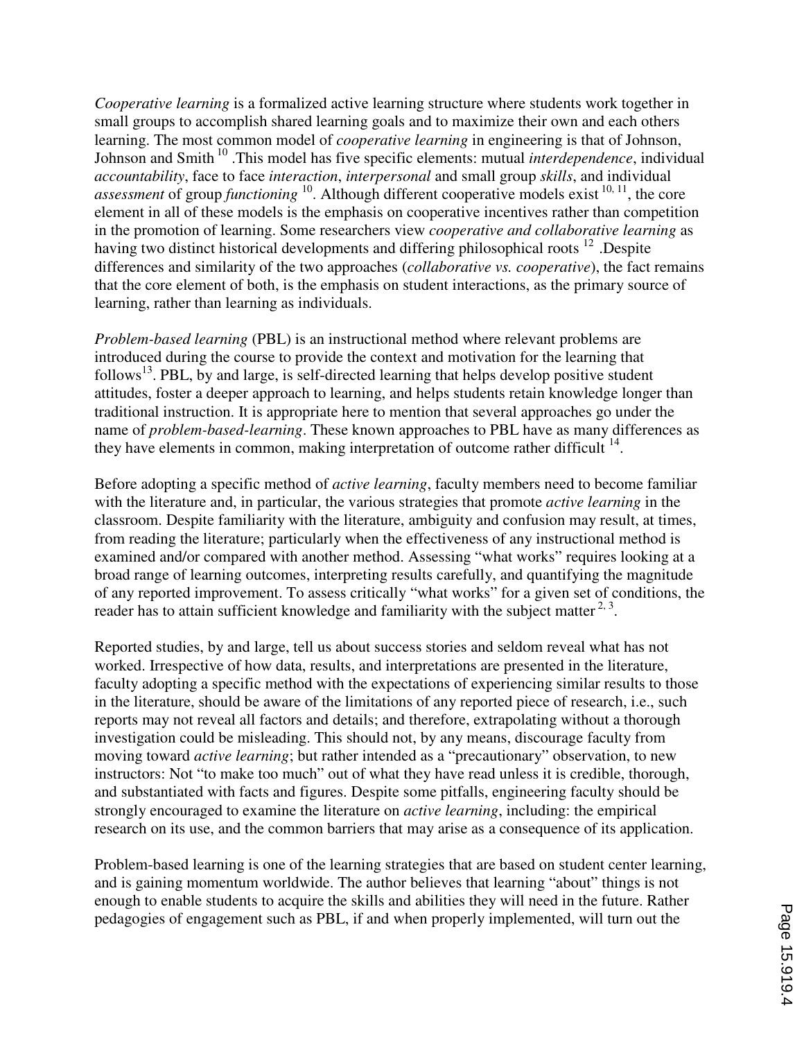*Cooperative learning* is a formalized active learning structure where students work together in small groups to accomplish shared learning goals and to maximize their own and each others learning. The most common model of *cooperative learning* in engineering is that of Johnson, Johnson and Smith [10] .This model has five specific elements: mutual *interdependence*, individual *accountability*, face to face *interaction*, *interpersonal* and small group *skills*, and individual *assessment* of group *functioning* [10]. Although different cooperative models exist [10, 11], the core element in all of these models is the emphasis on cooperative incentives rather than competition in the promotion of learning. Some researchers view *cooperative and collaborative learning* as having two distinct historical developments and differing philosophical roots [12] .Despite differences and similarity of the two approaches (*collaborative vs. cooperative*), the fact remains that the core element of both, is the emphasis on student interactions, as the primary source of learning, rather than learning as individuals.

*Problem-based learning* (PBL) is an instructional method where relevant problems are introduced during the course to provide the context and motivation for the learning that follows[13]. PBL, by and large, is self-directed learning that helps develop positive student attitudes, foster a deeper approach to learning, and helps students retain knowledge longer than traditional instruction. It is appropriate here to mention that several approaches go under the name of *problem-based-learning*. These known approaches to PBL have as many differences as they have elements in common, making interpretation of outcome rather difficult [14].

Before adopting a specific method of *active learning*, faculty members need to become familiar with the literature and, in particular, the various strategies that promote *active learning* in the classroom. Despite familiarity with the literature, ambiguity and confusion may result, at times, from reading the literature; particularly when the effectiveness of any instructional method is examined and/or compared with another method. Assessing "what works" requires looking at a broad range of learning outcomes, interpreting results carefully, and quantifying the magnitude of any reported improvement. To assess critically "what works" for a given set of conditions, the reader has to attain sufficient knowledge and familiarity with the subject matter [2, 3].

Reported studies, by and large, tell us about success stories and seldom reveal what has not worked. Irrespective of how data, results, and interpretations are presented in the literature, faculty adopting a specific method with the expectations of experiencing similar results to those in the literature, should be aware of the limitations of any reported piece of research, i.e., such reports may not reveal all factors and details; and therefore, extrapolating without a thorough investigation could be misleading. This should not, by any means, discourage faculty from moving toward *active learning*; but rather intended as a "precautionary" observation, to new instructors: Not "to make too much" out of what they have read unless it is credible, thorough, and substantiated with facts and figures. Despite some pitfalls, engineering faculty should be strongly encouraged to examine the literature on *active learning*, including: the empirical research on its use, and the common barriers that may arise as a consequence of its application.

Problem-based learning is one of the learning strategies that are based on student center learning, and is gaining momentum worldwide. The author believes that learning "about" things is not enough to enable students to acquire the skills and abilities they will need in the future. Rather pedagogies of engagement such as PBL, if and when properly implemented, will turn out the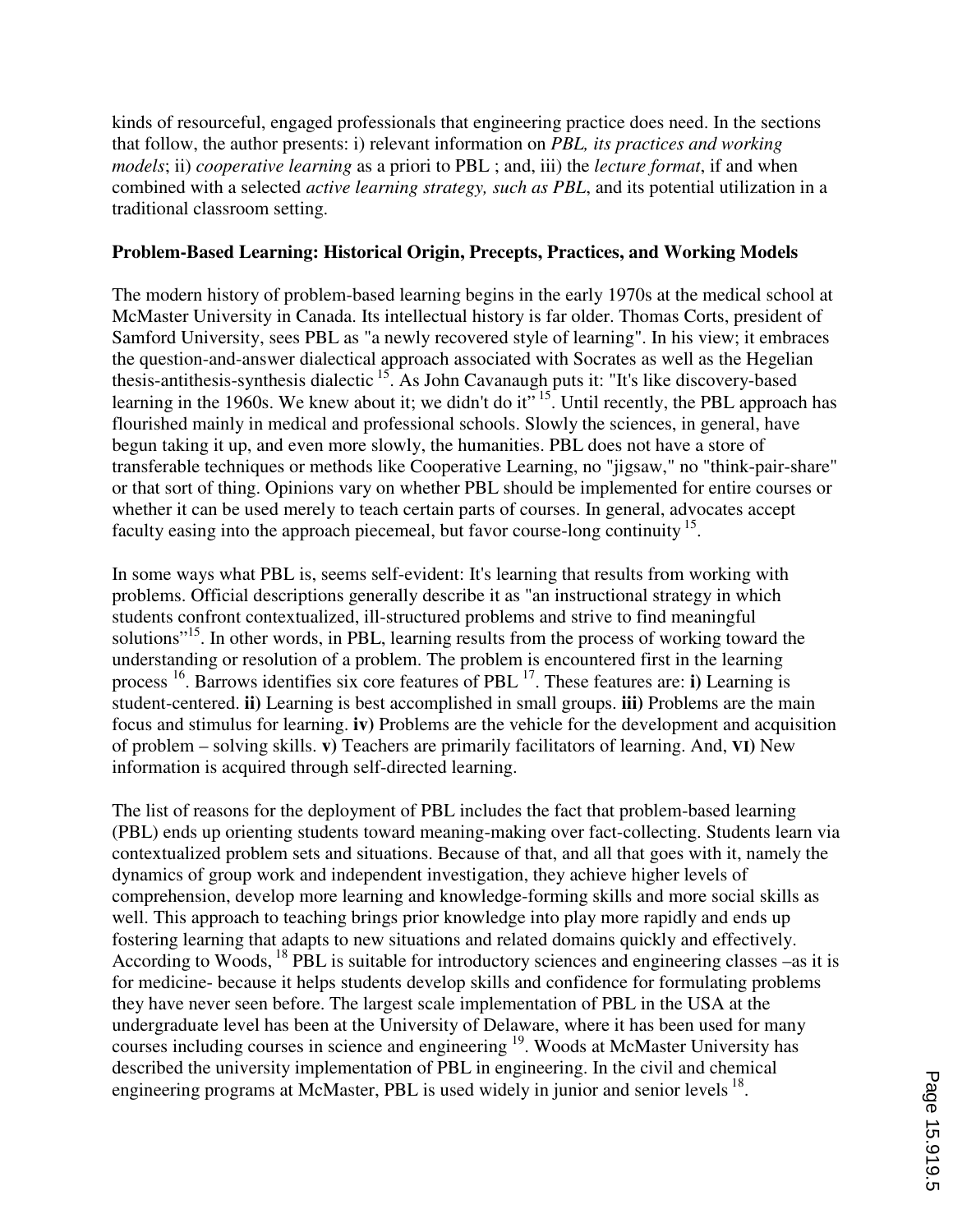kinds of resourceful, engaged professionals that engineering practice does need. In the sections that follow, the author presents: i) relevant information on *PBL, its practices and working models*; ii) *cooperative learning* as a priori to PBL ; and, iii) the *lecture format*, if and when combined with a selected *active learning strategy, such as PBL*, and its potential utilization in a traditional classroom setting.

**Problem-Based Learning: Historical Origin, Precepts, Practices, and Working Models**

The modern history of problem-based learning begins in the early 1970s at the medical school at McMaster University in Canada. Its intellectual history is far older. Thomas Corts, president of Samford University, sees PBL as "a newly recovered style of learning". In his view; it embraces the question-and-answer dialectical approach associated with Socrates as well as the Hegelian thesis-antithesis-synthesis dialectic [15]. As John Cavanaugh puts it: "It's like discovery-based learning in the 1960s. We knew about it; we didn't do it" [15]. Until recently, the PBL approach has flourished mainly in medical and professional schools. Slowly the sciences, in general, have begun taking it up, and even more slowly, the humanities. PBL does not have a store of transferable techniques or methods like Cooperative Learning, no "jigsaw," no "think-pair-share" or that sort of thing. Opinions vary on whether PBL should be implemented for entire courses or whether it can be used merely to teach certain parts of courses. In general, advocates accept faculty easing into the approach piecemeal, but favor course-long continuity [15].

In some ways what PBL is, seems self-evident: It's learning that results from working with problems. Official descriptions generally describe it as "an instructional strategy in which students confront contextualized, ill-structured problems and strive to find meaningful solutions"[15]. In other words, in PBL, learning results from the process of working toward the understanding or resolution of a problem. The problem is encountered first in the learning process [16]. Barrows identifies six core features of PBL [17]. These features are: **i)** Learning is student-centered. **ii)** Learning is best accomplished in small groups. **iii)** Problems are the main focus and stimulus for learning. **iv)** Problems are the vehicle for the development and acquisition of problem – solving skills. **v)** Teachers are primarily facilitators of learning. And, **VI)** New information is acquired through self-directed learning.

The list of reasons for the deployment of PBL includes the fact that problem-based learning (PBL) ends up orienting students toward meaning-making over fact-collecting. Students learn via contextualized problem sets and situations. Because of that, and all that goes with it, namely the dynamics of group work and independent investigation, they achieve higher levels of comprehension, develop more learning and knowledge-forming skills and more social skills as well. This approach to teaching brings prior knowledge into play more rapidly and ends up fostering learning that adapts to new situations and related domains quickly and effectively. According to Woods, [18] PBL is suitable for introductory sciences and engineering classes –as it is for medicine- because it helps students develop skills and confidence for formulating problems they have never seen before. The largest scale implementation of PBL in the USA at the undergraduate level has been at the University of Delaware, where it has been used for many courses including courses in science and engineering [19]. Woods at McMaster University has described the university implementation of PBL in engineering. In the civil and chemical engineering programs at McMaster, PBL is used widely in junior and senior levels [18].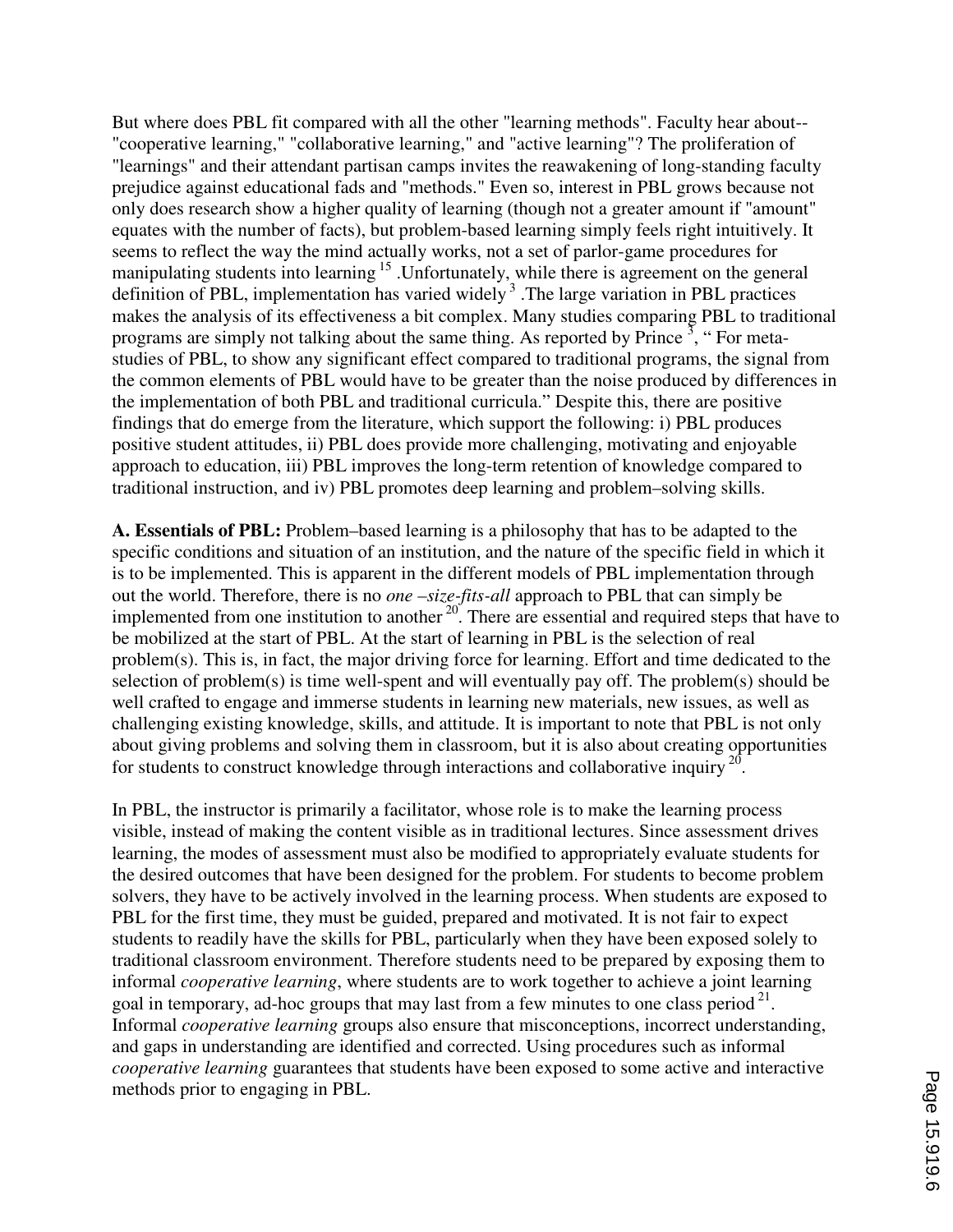But where does PBL fit compared with all the other "learning methods". Faculty hear about-- "cooperative learning," "collaborative learning," and "active learning"? The proliferation of "learnings" and their attendant partisan camps invites the reawakening of long-standing faculty prejudice against educational fads and "methods." Even so, interest in PBL grows because not only does research show a higher quality of learning (though not a greater amount if "amount" equates with the number of facts), but problem-based learning simply feels right intuitively. It seems to reflect the way the mind actually works, not a set of parlor-game procedures for manipulating students into learning [15] .Unfortunately, while there is agreement on the general definition of PBL, implementation has varied widely [3] .The large variation in PBL practices makes the analysis of its effectiveness a bit complex. Many studies comparing PBL to traditional programs are simply not talking about the same thing. As reported by Prince [3], " For meta-studies of PBL, to show any significant effect compared to traditional programs, the signal from the common elements of PBL would have to be greater than the noise produced by differences in the implementation of both PBL and traditional curricula." Despite this, there are positive findings that do emerge from the literature, which support the following: i) PBL produces positive student attitudes, ii) PBL does provide more challenging, motivating and enjoyable approach to education, iii) PBL improves the long-term retention of knowledge compared to traditional instruction, and iv) PBL promotes deep learning and problem–solving skills.

**A. Essentials of PBL:** Problem–based learning is a philosophy that has to be adapted to the specific conditions and situation of an institution, and the nature of the specific field in which it is to be implemented. This is apparent in the different models of PBL implementation through out the world. Therefore, there is no *one –size-fits-all* approach to PBL that can simply be implemented from one institution to another [20]. There are essential and required steps that have to be mobilized at the start of PBL. At the start of learning in PBL is the selection of real problem(s). This is, in fact, the major driving force for learning. Effort and time dedicated to the selection of problem(s) is time well-spent and will eventually pay off. The problem(s) should be well crafted to engage and immerse students in learning new materials, new issues, as well as challenging existing knowledge, skills, and attitude. It is important to note that PBL is not only about giving problems and solving them in classroom, but it is also about creating opportunities for students to construct knowledge through interactions and collaborative inquiry [20].

In PBL, the instructor is primarily a facilitator, whose role is to make the learning process visible, instead of making the content visible as in traditional lectures. Since assessment drives learning, the modes of assessment must also be modified to appropriately evaluate students for the desired outcomes that have been designed for the problem. For students to become problem solvers, they have to be actively involved in the learning process. When students are exposed to PBL for the first time, they must be guided, prepared and motivated. It is not fair to expect students to readily have the skills for PBL, particularly when they have been exposed solely to traditional classroom environment. Therefore students need to be prepared by exposing them to informal *cooperative learning*, where students are to work together to achieve a joint learning goal in temporary, ad-hoc groups that may last from a few minutes to one class period [21]. Informal *cooperative learning* groups also ensure that misconceptions, incorrect understanding, and gaps in understanding are identified and corrected. Using procedures such as informal *cooperative learning* guarantees that students have been exposed to some active and interactive methods prior to engaging in PBL.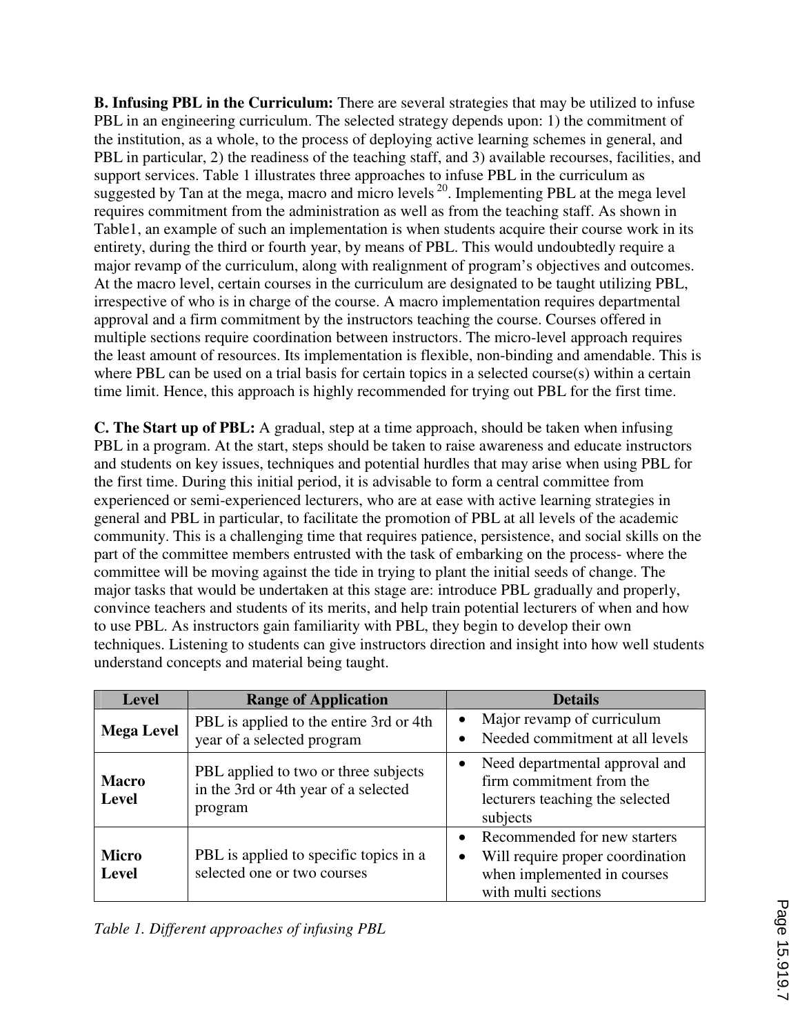**B. Infusing PBL in the Curriculum:** There are several strategies that may be utilized to infuse PBL in an engineering curriculum. The selected strategy depends upon: 1) the commitment of the institution, as a whole, to the process of deploying active learning schemes in general, and PBL in particular, 2) the readiness of the teaching staff, and 3) available recourses, facilities, and support services. Table 1 illustrates three approaches to infuse PBL in the curriculum as suggested by Tan at the mega, macro and micro levels [20]. Implementing PBL at the mega level requires commitment from the administration as well as from the teaching staff. As shown in Table1, an example of such an implementation is when students acquire their course work in its entirety, during the third or fourth year, by means of PBL. This would undoubtedly require a major revamp of the curriculum, along with realignment of program's objectives and outcomes. At the macro level, certain courses in the curriculum are designated to be taught utilizing PBL, irrespective of who is in charge of the course. A macro implementation requires departmental approval and a firm commitment by the instructors teaching the course. Courses offered in multiple sections require coordination between instructors. The micro-level approach requires the least amount of resources. Its implementation is flexible, non-binding and amendable. This is where PBL can be used on a trial basis for certain topics in a selected course(s) within a certain time limit. Hence, this approach is highly recommended for trying out PBL for the first time.

**C. The Start up of PBL:** A gradual, step at a time approach, should be taken when infusing PBL in a program. At the start, steps should be taken to raise awareness and educate instructors and students on key issues, techniques and potential hurdles that may arise when using PBL for the first time. During this initial period, it is advisable to form a central committee from experienced or semi-experienced lecturers, who are at ease with active learning strategies in general and PBL in particular, to facilitate the promotion of PBL at all levels of the academic community. This is a challenging time that requires patience, persistence, and social skills on the part of the committee members entrusted with the task of embarking on the process- where the committee will be moving against the tide in trying to plant the initial seeds of change. The major tasks that would be undertaken at this stage are: introduce PBL gradually and properly, convince teachers and students of its merits, and help train potential lecturers of when and how to use PBL. As instructors gain familiarity with PBL, they begin to develop their own techniques. Listening to students can give instructors direction and insight into how well students understand concepts and material being taught.

| Level | Range of Application | Details |
|---|---|---|
| **Mega Level** | PBL is applied to the entire 3rd or 4th year of a selected program | • Major revamp of curriculum<br>• Needed commitment at all levels |
| **Macro Level** | PBL applied to two or three subjects in the 3rd or 4th year of a selected program | • Need departmental approval and firm commitment from the lecturers teaching the selected subjects |
| **Micro Level** | PBL is applied to specific topics in a selected one or two courses | • Recommended for new starters<br>• Will require proper coordination when implemented in courses with multi sections |

*Table 1. Different approaches of infusing PBL*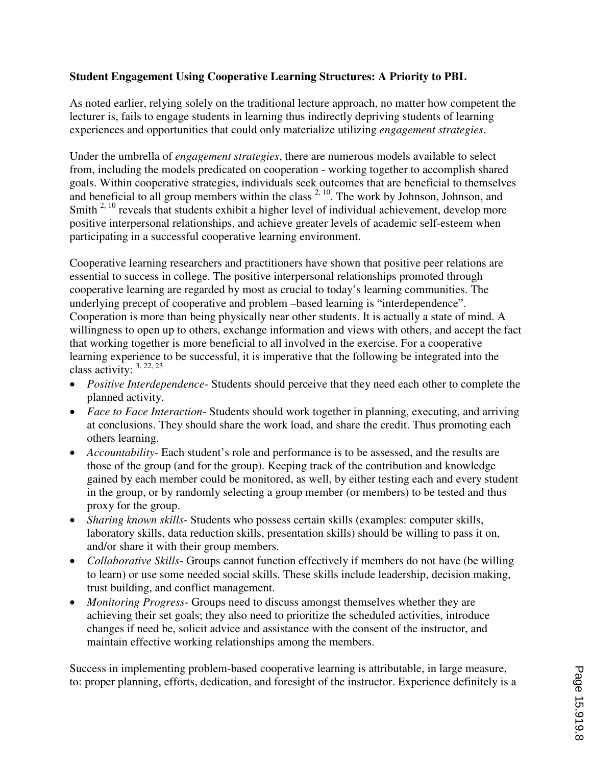**Student Engagement Using Cooperative Learning Structures: A Priority to PBL**

As noted earlier, relying solely on the traditional lecture approach, no matter how competent the lecturer is, fails to engage students in learning thus indirectly depriving students of learning experiences and opportunities that could only materialize utilizing *engagement strategies*.

Under the umbrella of *engagement strategies*, there are numerous models available to select from, including the models predicated on cooperation - working together to accomplish shared goals. Within cooperative strategies, individuals seek outcomes that are beneficial to themselves and beneficial to all group members within the class [2, 10]. The work by Johnson, Johnson, and Smith [2, 10] reveals that students exhibit a higher level of individual achievement, develop more positive interpersonal relationships, and achieve greater levels of academic self-esteem when participating in a successful cooperative learning environment.

Cooperative learning researchers and practitioners have shown that positive peer relations are essential to success in college. The positive interpersonal relationships promoted through cooperative learning are regarded by most as crucial to today's learning communities. The underlying precept of cooperative and problem –based learning is "interdependence". Cooperation is more than being physically near other students. It is actually a state of mind. A willingness to open up to others, exchange information and views with others, and accept the fact that working together is more beneficial to all involved in the exercise. For a cooperative learning experience to be successful, it is imperative that the following be integrated into the class activity: [3, 22, 23]

- *Positive Interdependence*- Students should perceive that they need each other to complete the planned activity.
- *Face to Face Interaction*- Students should work together in planning, executing, and arriving at conclusions. They should share the work load, and share the credit. Thus promoting each others learning.
- *Accountability*- Each student's role and performance is to be assessed, and the results are those of the group (and for the group). Keeping track of the contribution and knowledge gained by each member could be monitored, as well, by either testing each and every student in the group, or by randomly selecting a group member (or members) to be tested and thus proxy for the group.
- *Sharing known skills*- Students who possess certain skills (examples: computer skills, laboratory skills, data reduction skills, presentation skills) should be willing to pass it on, and/or share it with their group members.
- *Collaborative Skills*- Groups cannot function effectively if members do not have (be willing to learn) or use some needed social skills. These skills include leadership, decision making, trust building, and conflict management.
- *Monitoring Progress*- Groups need to discuss amongst themselves whether they are achieving their set goals; they also need to prioritize the scheduled activities, introduce changes if need be, solicit advice and assistance with the consent of the instructor, and maintain effective working relationships among the members.

Success in implementing problem-based cooperative learning is attributable, in large measure, to: proper planning, efforts, dedication, and foresight of the instructor. Experience definitely is a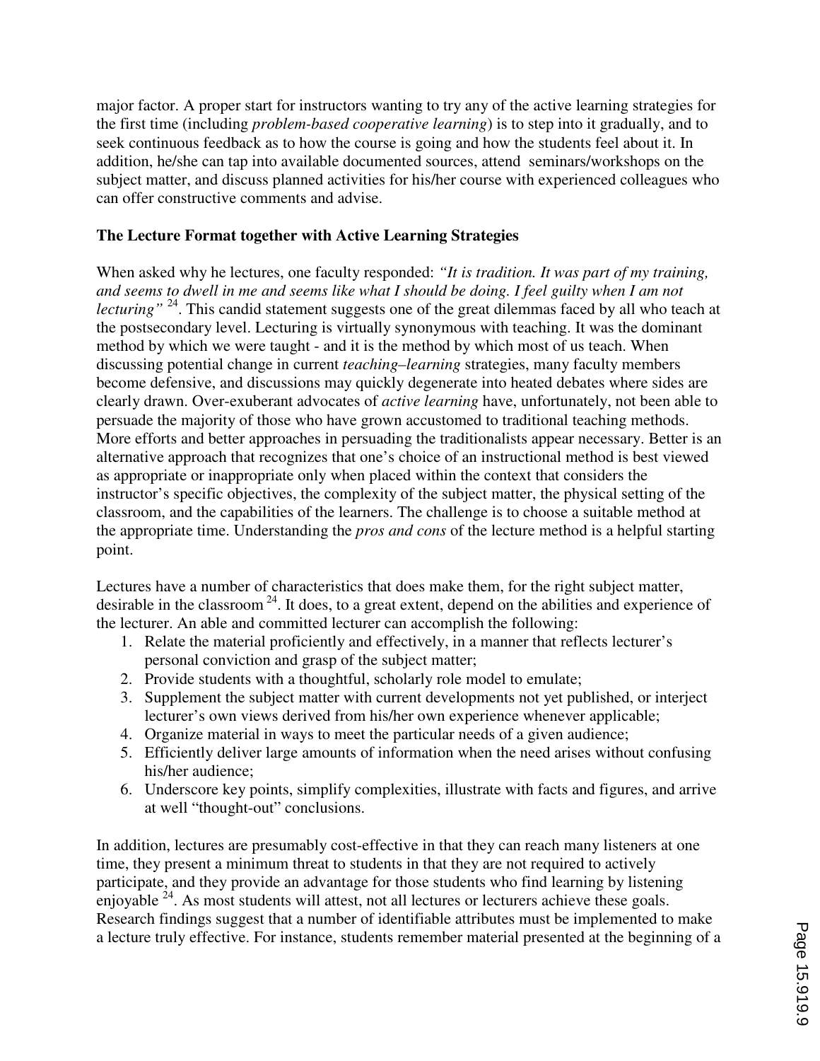major factor. A proper start for instructors wanting to try any of the active learning strategies for the first time (including *problem-based cooperative learning*) is to step into it gradually, and to seek continuous feedback as to how the course is going and how the students feel about it. In addition, he/she can tap into available documented sources, attend seminars/workshops on the subject matter, and discuss planned activities for his/her course with experienced colleagues who can offer constructive comments and advise.

**The Lecture Format together with Active Learning Strategies**

When asked why he lectures, one faculty responded: *"It is tradition. It was part of my training, and seems to dwell in me and seems like what I should be doing. I feel guilty when I am not lecturing"* [24]. This candid statement suggests one of the great dilemmas faced by all who teach at the postsecondary level. Lecturing is virtually synonymous with teaching. It was the dominant method by which we were taught - and it is the method by which most of us teach. When discussing potential change in current *teaching–learning* strategies, many faculty members become defensive, and discussions may quickly degenerate into heated debates where sides are clearly drawn. Over-exuberant advocates of *active learning* have, unfortunately, not been able to persuade the majority of those who have grown accustomed to traditional teaching methods. More efforts and better approaches in persuading the traditionalists appear necessary. Better is an alternative approach that recognizes that one's choice of an instructional method is best viewed as appropriate or inappropriate only when placed within the context that considers the instructor's specific objectives, the complexity of the subject matter, the physical setting of the classroom, and the capabilities of the learners. The challenge is to choose a suitable method at the appropriate time. Understanding the *pros and cons* of the lecture method is a helpful starting point.

Lectures have a number of characteristics that does make them, for the right subject matter, desirable in the classroom [24]. It does, to a great extent, depend on the abilities and experience of the lecturer. An able and committed lecturer can accomplish the following:

1. Relate the material proficiently and effectively, in a manner that reflects lecturer's personal conviction and grasp of the subject matter;
2. Provide students with a thoughtful, scholarly role model to emulate;
3. Supplement the subject matter with current developments not yet published, or interject lecturer's own views derived from his/her own experience whenever applicable;
4. Organize material in ways to meet the particular needs of a given audience;
5. Efficiently deliver large amounts of information when the need arises without confusing his/her audience;
6. Underscore key points, simplify complexities, illustrate with facts and figures, and arrive at well "thought-out" conclusions.

In addition, lectures are presumably cost-effective in that they can reach many listeners at one time, they present a minimum threat to students in that they are not required to actively participate, and they provide an advantage for those students who find learning by listening enjoyable [24]. As most students will attest, not all lectures or lecturers achieve these goals. Research findings suggest that a number of identifiable attributes must be implemented to make a lecture truly effective. For instance, students remember material presented at the beginning of a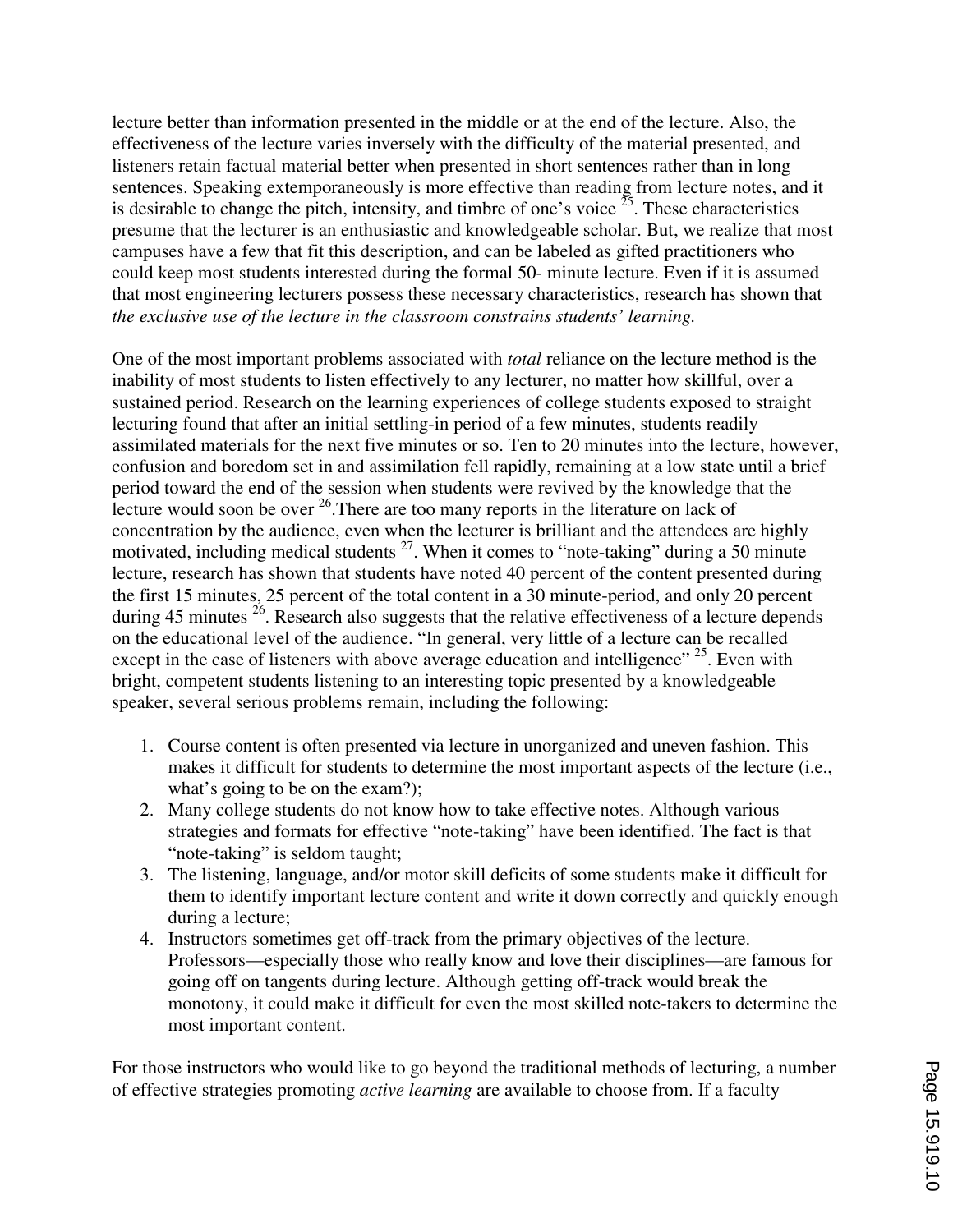lecture better than information presented in the middle or at the end of the lecture. Also, the effectiveness of the lecture varies inversely with the difficulty of the material presented, and listeners retain factual material better when presented in short sentences rather than in long sentences. Speaking extemporaneously is more effective than reading from lecture notes, and it is desirable to change the pitch, intensity, and timbre of one's voice [25]. These characteristics presume that the lecturer is an enthusiastic and knowledgeable scholar. But, we realize that most campuses have a few that fit this description, and can be labeled as gifted practitioners who could keep most students interested during the formal 50- minute lecture. Even if it is assumed that most engineering lecturers possess these necessary characteristics, research has shown that *the exclusive use of the lecture in the classroom constrains students' learning.*

One of the most important problems associated with *total* reliance on the lecture method is the inability of most students to listen effectively to any lecturer, no matter how skillful, over a sustained period. Research on the learning experiences of college students exposed to straight lecturing found that after an initial settling-in period of a few minutes, students readily assimilated materials for the next five minutes or so. Ten to 20 minutes into the lecture, however, confusion and boredom set in and assimilation fell rapidly, remaining at a low state until a brief period toward the end of the session when students were revived by the knowledge that the lecture would soon be over [26].There are too many reports in the literature on lack of concentration by the audience, even when the lecturer is brilliant and the attendees are highly motivated, including medical students [27]. When it comes to "note-taking" during a 50 minute lecture, research has shown that students have noted 40 percent of the content presented during the first 15 minutes, 25 percent of the total content in a 30 minute-period, and only 20 percent during 45 minutes [26]. Research also suggests that the relative effectiveness of a lecture depends on the educational level of the audience. "In general, very little of a lecture can be recalled except in the case of listeners with above average education and intelligence" [25]. Even with bright, competent students listening to an interesting topic presented by a knowledgeable speaker, several serious problems remain, including the following:

1. Course content is often presented via lecture in unorganized and uneven fashion. This makes it difficult for students to determine the most important aspects of the lecture (i.e., what's going to be on the exam?);
2. Many college students do not know how to take effective notes. Although various strategies and formats for effective "note-taking" have been identified. The fact is that "note-taking" is seldom taught;
3. The listening, language, and/or motor skill deficits of some students make it difficult for them to identify important lecture content and write it down correctly and quickly enough during a lecture;
4. Instructors sometimes get off-track from the primary objectives of the lecture. Professors—especially those who really know and love their disciplines—are famous for going off on tangents during lecture. Although getting off-track would break the monotony, it could make it difficult for even the most skilled note-takers to determine the most important content.

For those instructors who would like to go beyond the traditional methods of lecturing, a number of effective strategies promoting *active learning* are available to choose from. If a faculty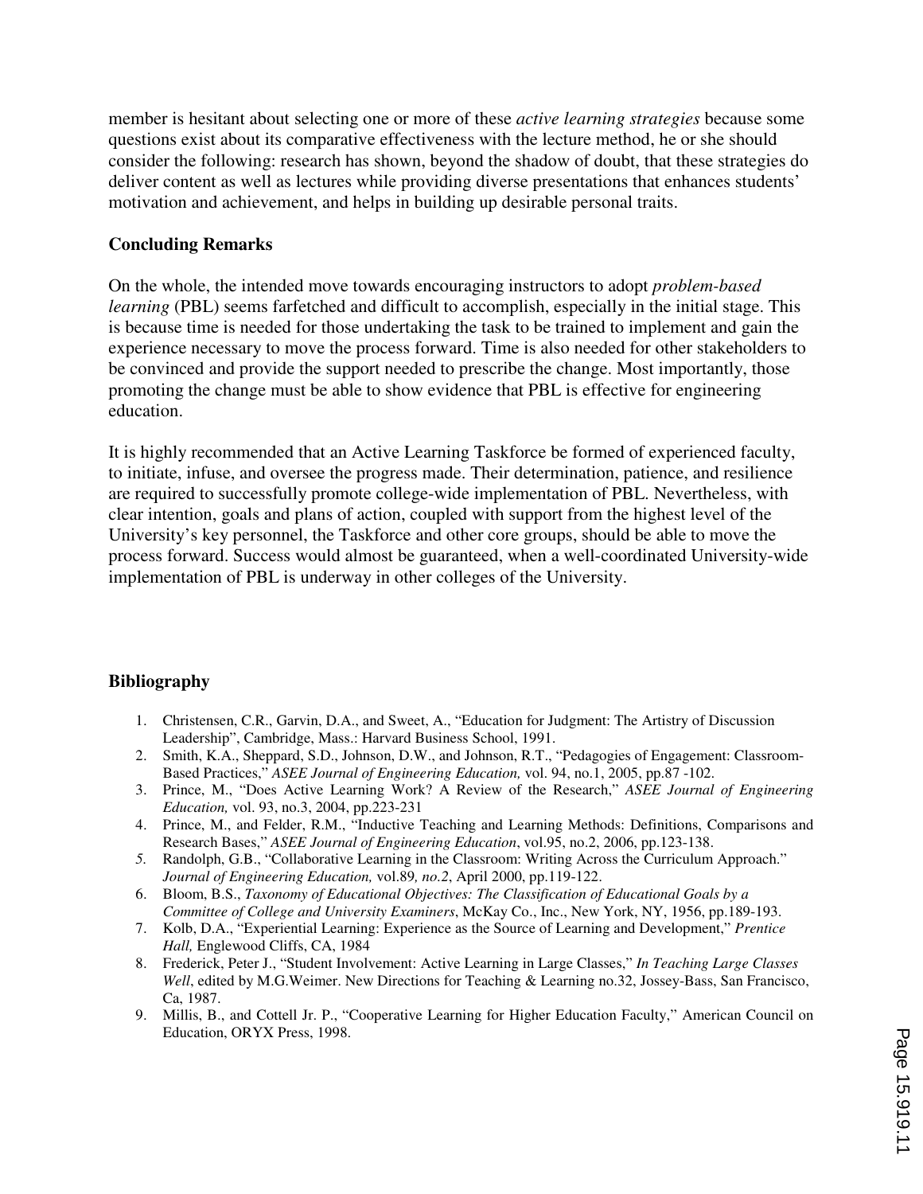member is hesitant about selecting one or more of these *active learning strategies* because some questions exist about its comparative effectiveness with the lecture method, he or she should consider the following: research has shown, beyond the shadow of doubt, that these strategies do deliver content as well as lectures while providing diverse presentations that enhances students' motivation and achievement, and helps in building up desirable personal traits.

## Concluding Remarks

On the whole, the intended move towards encouraging instructors to adopt *problem-based learning* (PBL) seems farfetched and difficult to accomplish, especially in the initial stage. This is because time is needed for those undertaking the task to be trained to implement and gain the experience necessary to move the process forward. Time is also needed for other stakeholders to be convinced and provide the support needed to prescribe the change. Most importantly, those promoting the change must be able to show evidence that PBL is effective for engineering education.

It is highly recommended that an Active Learning Taskforce be formed of experienced faculty, to initiate, infuse, and oversee the progress made. Their determination, patience, and resilience are required to successfully promote college-wide implementation of PBL. Nevertheless, with clear intention, goals and plans of action, coupled with support from the highest level of the University's key personnel, the Taskforce and other core groups, should be able to move the process forward. Success would almost be guaranteed, when a well-coordinated University-wide implementation of PBL is underway in other colleges of the University.

## Bibliography

1. Christensen, C.R., Garvin, D.A., and Sweet, A., "Education for Judgment: The Artistry of Discussion Leadership", Cambridge, Mass.: Harvard Business School, 1991.
2. Smith, K.A., Sheppard, S.D., Johnson, D.W., and Johnson, R.T., "Pedagogies of Engagement: Classroom-Based Practices," *ASEE Journal of Engineering Education,* vol. 94, no.1, 2005, pp.87 -102.
3. Prince, M., "Does Active Learning Work? A Review of the Research," *ASEE Journal of Engineering Education,* vol. 93, no.3, 2004, pp.223-231
4. Prince, M., and Felder, R.M., "Inductive Teaching and Learning Methods: Definitions, Comparisons and Research Bases," *ASEE Journal of Engineering Education*, vol.95, no.2, 2006, pp.123-138.
5. Randolph, G.B., "Collaborative Learning in the Classroom: Writing Across the Curriculum Approach." *Journal of Engineering Education,* vol.89*, no.2*, April 2000, pp.119-122.
6. Bloom, B.S., *Taxonomy of Educational Objectives: The Classification of Educational Goals by a Committee of College and University Examiners*, McKay Co., Inc., New York, NY, 1956, pp.189-193.
7. Kolb, D.A., "Experiential Learning: Experience as the Source of Learning and Development," *Prentice Hall,* Englewood Cliffs, CA, 1984
8. Frederick, Peter J., "Student Involvement: Active Learning in Large Classes," *In Teaching Large Classes Well*, edited by M.G.Weimer. New Directions for Teaching & Learning no.32, Jossey-Bass, San Francisco, Ca, 1987.
9. Millis, B., and Cottell Jr. P., "Cooperative Learning for Higher Education Faculty," American Council on Education, ORYX Press, 1998.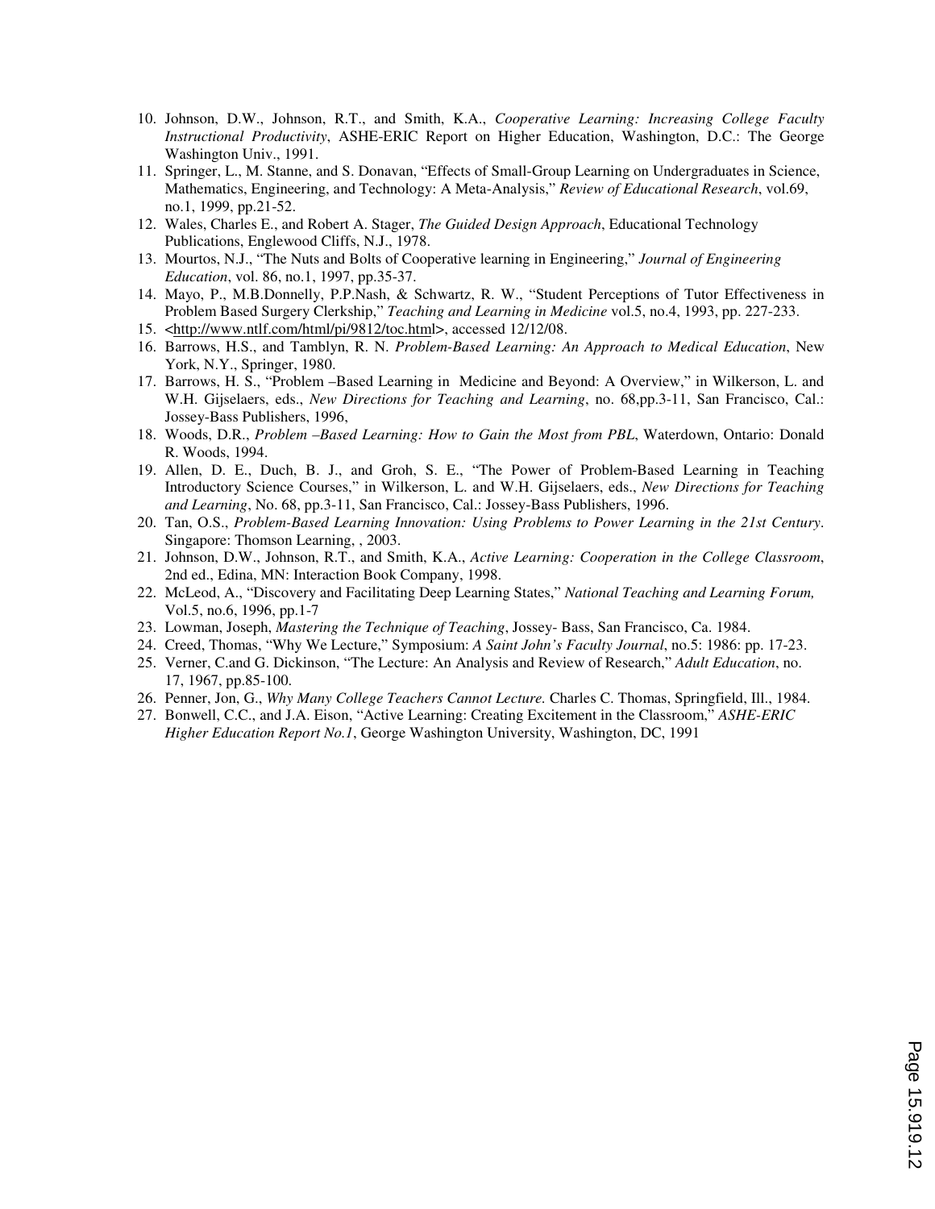10. Johnson, D.W., Johnson, R.T., and Smith, K.A., *Cooperative Learning: Increasing College Faculty Instructional Productivity*, ASHE-ERIC Report on Higher Education, Washington, D.C.: The George Washington Univ., 1991.
11. Springer, L., M. Stanne, and S. Donavan, "Effects of Small-Group Learning on Undergraduates in Science, Mathematics, Engineering, and Technology: A Meta-Analysis," *Review of Educational Research*, vol.69, no.1, 1999, pp.21-52.
12. Wales, Charles E., and Robert A. Stager, *The Guided Design Approach*, Educational Technology Publications, Englewood Cliffs, N.J., 1978.
13. Mourtos, N.J., "The Nuts and Bolts of Cooperative learning in Engineering," *Journal of Engineering Education*, vol. 86, no.1, 1997, pp.35-37.
14. Mayo, P., M.B.Donnelly, P.P.Nash, & Schwartz, R. W., "Student Perceptions of Tutor Effectiveness in Problem Based Surgery Clerkship," *Teaching and Learning in Medicine* vol.5, no.4, 1993, pp. 227-233.
15. <http://www.ntlf.com/html/pi/9812/toc.html>, accessed 12/12/08.
16. Barrows, H.S., and Tamblyn, R. N. *Problem-Based Learning: An Approach to Medical Education*, New York, N.Y., Springer, 1980.
17. Barrows, H. S., "Problem –Based Learning in Medicine and Beyond: A Overview," in Wilkerson, L. and W.H. Gijselaers, eds., *New Directions for Teaching and Learning*, no. 68,pp.3-11, San Francisco, Cal.: Jossey-Bass Publishers, 1996,
18. Woods, D.R., *Problem –Based Learning: How to Gain the Most from PBL*, Waterdown, Ontario: Donald R. Woods, 1994.
19. Allen, D. E., Duch, B. J., and Groh, S. E., "The Power of Problem-Based Learning in Teaching Introductory Science Courses," in Wilkerson, L. and W.H. Gijselaers, eds., *New Directions for Teaching and Learning*, No. 68, pp.3-11, San Francisco, Cal.: Jossey-Bass Publishers, 1996.
20. Tan, O.S., *Problem-Based Learning Innovation: Using Problems to Power Learning in the 21st Century*. Singapore: Thomson Learning, , 2003.
21. Johnson, D.W., Johnson, R.T., and Smith, K.A., *Active Learning: Cooperation in the College Classroom*, 2nd ed., Edina, MN: Interaction Book Company, 1998.
22. McLeod, A., "Discovery and Facilitating Deep Learning States," *National Teaching and Learning Forum,* Vol.5, no.6, 1996, pp.1-7
23. Lowman, Joseph, *Mastering the Technique of Teaching*, Jossey- Bass, San Francisco, Ca. 1984.
24. Creed, Thomas, "Why We Lecture," Symposium: *A Saint John's Faculty Journal*, no.5: 1986: pp. 17-23.
25. Verner, C.and G. Dickinson, "The Lecture: An Analysis and Review of Research," *Adult Education*, no. 17, 1967, pp.85-100.
26. Penner, Jon, G., *Why Many College Teachers Cannot Lecture.* Charles C. Thomas, Springfield, Ill., 1984.
27. Bonwell, C.C., and J.A. Eison, "Active Learning: Creating Excitement in the Classroom," *ASHE-ERIC Higher Education Report No.1*, George Washington University, Washington, DC, 1991